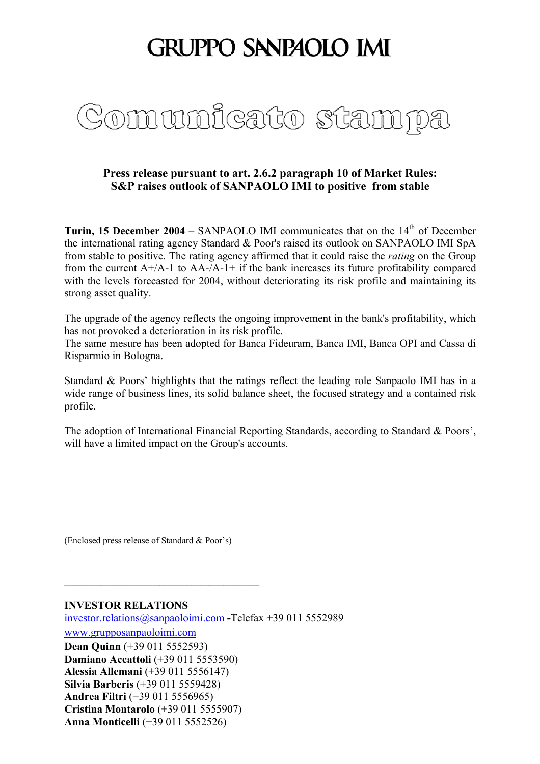# GRUPPO SANPAOLO IMI

# Comunicato stampa

**Press release pursuant to art. 2.6.2 paragraph 10 of Market Rules: S&P raises outlook of SANPAOLO IMI to positive from stable**

**Turin, 15 December 2004** – SANPAOLO IMI communicates that on the 14th of December the international rating agency Standard & Poor's raised its outlook on SANPAOLO IMI SpA from stable to positive. The rating agency affirmed that it could raise the *rating* on the Group from the current A+/A-1 to AA-/A-1+ if the bank increases its future profitability compared with the levels forecasted for 2004, without deteriorating its risk profile and maintaining its strong asset quality.

The upgrade of the agency reflects the ongoing improvement in the bank's profitability, which has not provoked a deterioration in its risk profile.
The same mesure has been adopted for Banca Fideuram, Banca IMI, Banca OPI and Cassa di Risparmio in Bologna.

Standard & Poors' highlights that the ratings reflect the leading role Sanpaolo IMI has in a wide range of business lines, its solid balance sheet, the focused strategy and a contained risk profile.

The adoption of International Financial Reporting Standards, according to Standard & Poors', will have a limited impact on the Group's accounts.

(Enclosed press release of Standard & Poor's)

---

**INVESTOR RELATIONS**
investor.relations@sanpaoloimi.com -Telefax +39 011 5552989
www.grupposanpaoloimi.com
**Dean Quinn** (+39 011 5552593)
**Damiano Accattoli** (+39 011 5553590)
**Alessia Allemani** (+39 011 5556147)
**Silvia Barberis** (+39 011 5559428)
**Andrea Filtri** (+39 011 5556965)
**Cristina Montarolo** (+39 011 5555907)
**Anna Monticelli** (+39 011 5552526)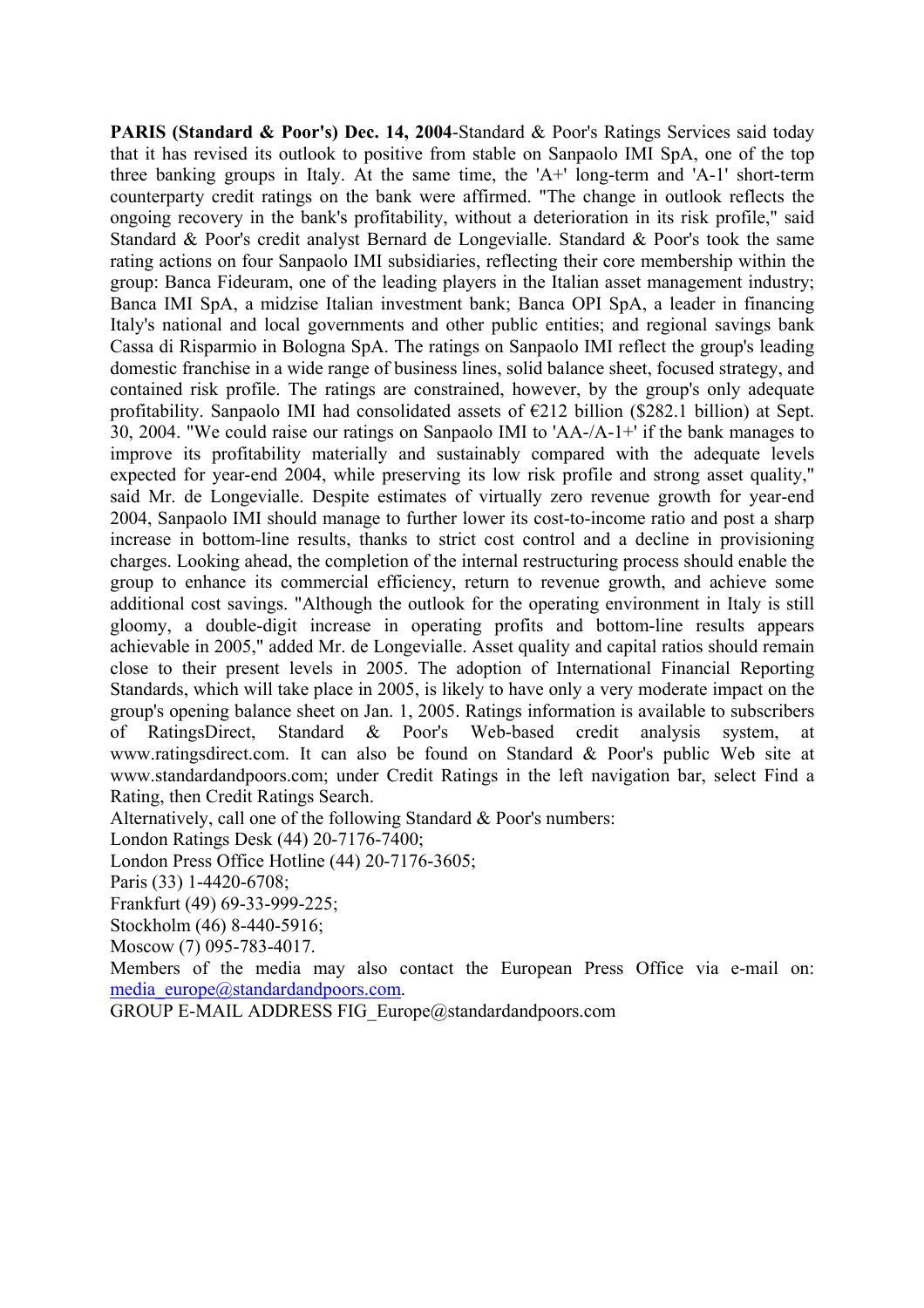**PARIS (Standard & Poor's) Dec. 14, 2004**-Standard & Poor's Ratings Services said today that it has revised its outlook to positive from stable on Sanpaolo IMI SpA, one of the top three banking groups in Italy. At the same time, the 'A+' long-term and 'A-1' short-term counterparty credit ratings on the bank were affirmed. "The change in outlook reflects the ongoing recovery in the bank's profitability, without a deterioration in its risk profile," said Standard & Poor's credit analyst Bernard de Longevialle. Standard & Poor's took the same rating actions on four Sanpaolo IMI subsidiaries, reflecting their core membership within the group: Banca Fideuram, one of the leading players in the Italian asset management industry; Banca IMI SpA, a midzise Italian investment bank; Banca OPI SpA, a leader in financing Italy's national and local governments and other public entities; and regional savings bank Cassa di Risparmio in Bologna SpA. The ratings on Sanpaolo IMI reflect the group's leading domestic franchise in a wide range of business lines, solid balance sheet, focused strategy, and contained risk profile. The ratings are constrained, however, by the group's only adequate profitability. Sanpaolo IMI had consolidated assets of €212 billion ($282.1 billion) at Sept. 30, 2004. "We could raise our ratings on Sanpaolo IMI to 'AA-/A-1+' if the bank manages to improve its profitability materially and sustainably compared with the adequate levels expected for year-end 2004, while preserving its low risk profile and strong asset quality," said Mr. de Longevialle. Despite estimates of virtually zero revenue growth for year-end 2004, Sanpaolo IMI should manage to further lower its cost-to-income ratio and post a sharp increase in bottom-line results, thanks to strict cost control and a decline in provisioning charges. Looking ahead, the completion of the internal restructuring process should enable the group to enhance its commercial efficiency, return to revenue growth, and achieve some additional cost savings. "Although the outlook for the operating environment in Italy is still gloomy, a double-digit increase in operating profits and bottom-line results appears achievable in 2005," added Mr. de Longevialle. Asset quality and capital ratios should remain close to their present levels in 2005. The adoption of International Financial Reporting Standards, which will take place in 2005, is likely to have only a very moderate impact on the group's opening balance sheet on Jan. 1, 2005. Ratings information is available to subscribers of RatingsDirect, Standard & Poor's Web-based credit analysis system, at www.ratingsdirect.com. It can also be found on Standard & Poor's public Web site at www.standardandpoors.com; under Credit Ratings in the left navigation bar, select Find a Rating, then Credit Ratings Search.

Alternatively, call one of the following Standard & Poor's numbers:

London Ratings Desk (44) 20-7176-7400;

London Press Office Hotline (44) 20-7176-3605;

Paris (33) 1-4420-6708;

Frankfurt (49) 69-33-999-225;

Stockholm (46) 8-440-5916;

Moscow (7) 095-783-4017.

Members of the media may also contact the European Press Office via e-mail on: media_europe@standardandpoors.com.

GROUP E-MAIL ADDRESS FIG_Europe@standardandpoors.com